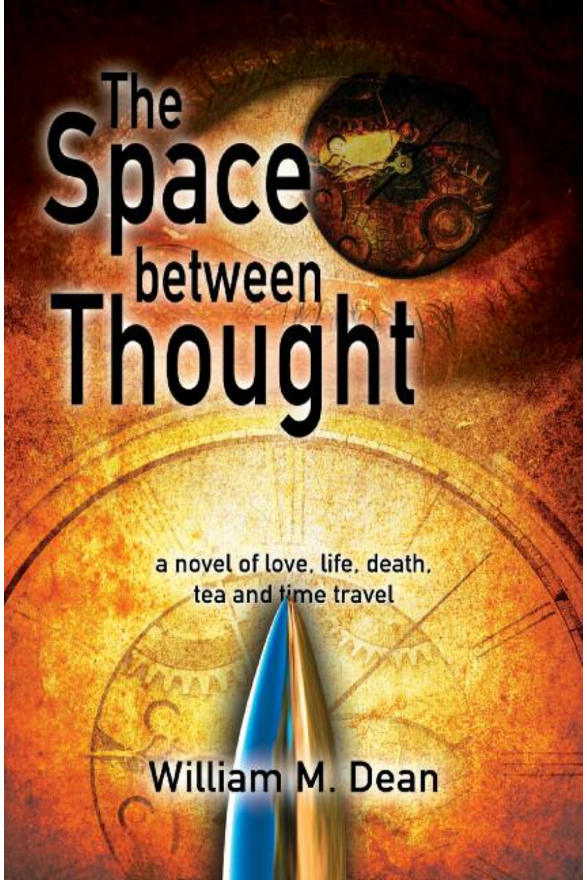# The Space between Thought

a novel of love, life, death, tea and time travel

William M. Dean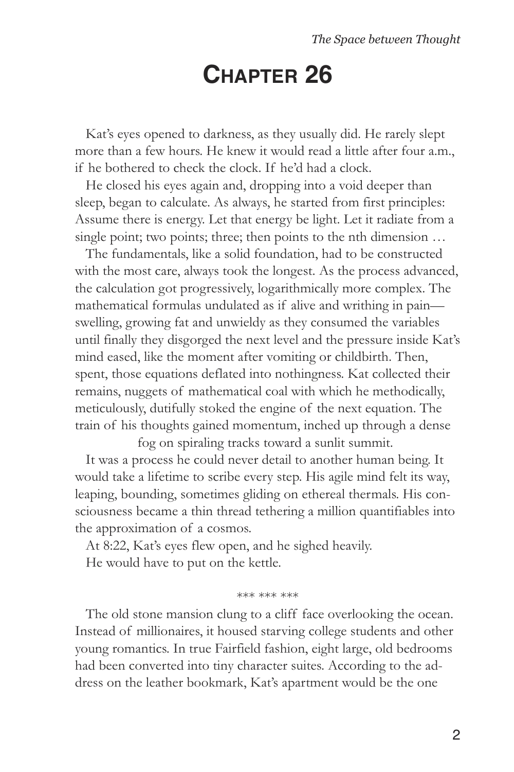# Chapter 26

Kat's eyes opened to darkness, as they usually did. He rarely slept more than a few hours. He knew it would read a little after four a.m., if he bothered to check the clock. If he'd had a clock.

He closed his eyes again and, dropping into a void deeper than sleep, began to calculate. As always, he started from first principles: Assume there is energy. Let that energy be light. Let it radiate from a single point; two points; three; then points to the nth dimension …

The fundamentals, like a solid foundation, had to be constructed with the most care, always took the longest. As the process advanced, the calculation got progressively, logarithmically more complex. The mathematical formulas undulated as if alive and writhing in pain—swelling, growing fat and unwieldy as they consumed the variables until finally they disgorged the next level and the pressure inside Kat's mind eased, like the moment after vomiting or childbirth. Then, spent, those equations deflated into nothingness. Kat collected their remains, nuggets of mathematical coal with which he methodically, meticulously, dutifully stoked the engine of the next equation. The train of his thoughts gained momentum, inched up through a dense fog on spiraling tracks toward a sunlit summit.

It was a process he could never detail to another human being. It would take a lifetime to scribe every step. His agile mind felt its way, leaping, bounding, sometimes gliding on ethereal thermals. His consciousness became a thin thread tethering a million quantifiables into the approximation of a cosmos.

At 8:22, Kat's eyes flew open, and he sighed heavily.

He would have to put on the kettle.

*** *** ***

The old stone mansion clung to a cliff face overlooking the ocean. Instead of millionaires, it housed starving college students and other young romantics. In true Fairfield fashion, eight large, old bedrooms had been converted into tiny character suites. According to the address on the leather bookmark, Kat's apartment would be the one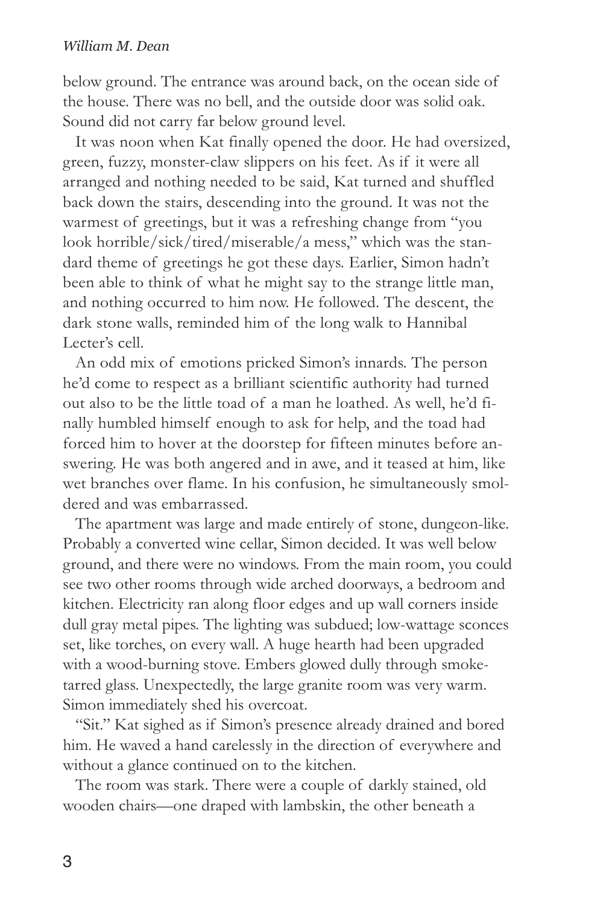below ground. The entrance was around back, on the ocean side of the house. There was no bell, and the outside door was solid oak. Sound did not carry far below ground level.

It was noon when Kat finally opened the door. He had oversized, green, fuzzy, monster-claw slippers on his feet. As if it were all arranged and nothing needed to be said, Kat turned and shuffled back down the stairs, descending into the ground. It was not the warmest of greetings, but it was a refreshing change from "you look horrible/sick/tired/miserable/a mess," which was the standard theme of greetings he got these days. Earlier, Simon hadn't been able to think of what he might say to the strange little man, and nothing occurred to him now. He followed. The descent, the dark stone walls, reminded him of the long walk to Hannibal Lecter's cell.

An odd mix of emotions pricked Simon's innards. The person he'd come to respect as a brilliant scientific authority had turned out also to be the little toad of a man he loathed. As well, he'd finally humbled himself enough to ask for help, and the toad had forced him to hover at the doorstep for fifteen minutes before answering. He was both angered and in awe, and it teased at him, like wet branches over flame. In his confusion, he simultaneously smoldered and was embarrassed.

The apartment was large and made entirely of stone, dungeon-like. Probably a converted wine cellar, Simon decided. It was well below ground, and there were no windows. From the main room, you could see two other rooms through wide arched doorways, a bedroom and kitchen. Electricity ran along floor edges and up wall corners inside dull gray metal pipes. The lighting was subdued; low-wattage sconces set, like torches, on every wall. A huge hearth had been upgraded with a wood-burning stove. Embers glowed dully through smoke-tarred glass. Unexpectedly, the large granite room was very warm. Simon immediately shed his overcoat.

"Sit." Kat sighed as if Simon's presence already drained and bored him. He waved a hand carelessly in the direction of everywhere and without a glance continued on to the kitchen.

The room was stark. There were a couple of darkly stained, old wooden chairs—one draped with lambskin, the other beneath a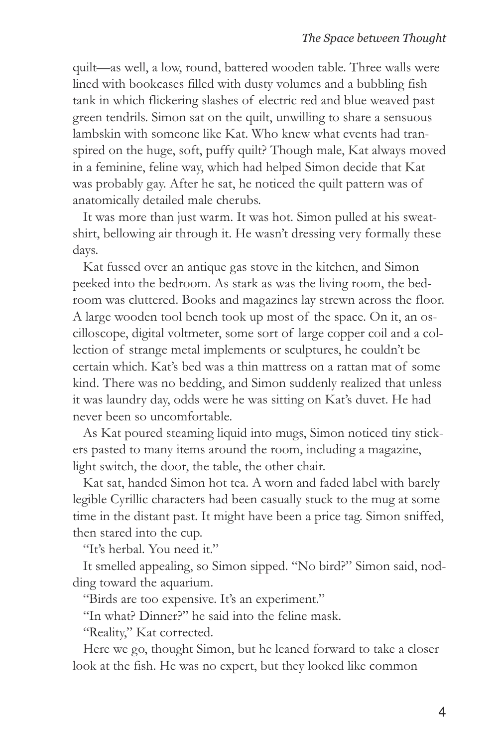quilt—as well, a low, round, battered wooden table. Three walls were lined with bookcases filled with dusty volumes and a bubbling fish tank in which flickering slashes of electric red and blue weaved past green tendrils. Simon sat on the quilt, unwilling to share a sensuous lambskin with someone like Kat. Who knew what events had transpired on the huge, soft, puffy quilt? Though male, Kat always moved in a feminine, feline way, which had helped Simon decide that Kat was probably gay. After he sat, he noticed the quilt pattern was of anatomically detailed male cherubs.

It was more than just warm. It was hot. Simon pulled at his sweatshirt, bellowing air through it. He wasn't dressing very formally these days.

Kat fussed over an antique gas stove in the kitchen, and Simon peeked into the bedroom. As stark as was the living room, the bedroom was cluttered. Books and magazines lay strewn across the floor. A large wooden tool bench took up most of the space. On it, an oscilloscope, digital voltmeter, some sort of large copper coil and a collection of strange metal implements or sculptures, he couldn't be certain which. Kat's bed was a thin mattress on a rattan mat of some kind. There was no bedding, and Simon suddenly realized that unless it was laundry day, odds were he was sitting on Kat's duvet. He had never been so uncomfortable.

As Kat poured steaming liquid into mugs, Simon noticed tiny stickers pasted to many items around the room, including a magazine, light switch, the door, the table, the other chair.

Kat sat, handed Simon hot tea. A worn and faded label with barely legible Cyrillic characters had been casually stuck to the mug at some time in the distant past. It might have been a price tag. Simon sniffed, then stared into the cup.

"It's herbal. You need it."

It smelled appealing, so Simon sipped. "No bird?" Simon said, nodding toward the aquarium.

"Birds are too expensive. It's an experiment."

"In what? Dinner?" he said into the feline mask.

"Reality," Kat corrected.

Here we go, thought Simon, but he leaned forward to take a closer look at the fish. He was no expert, but they looked like common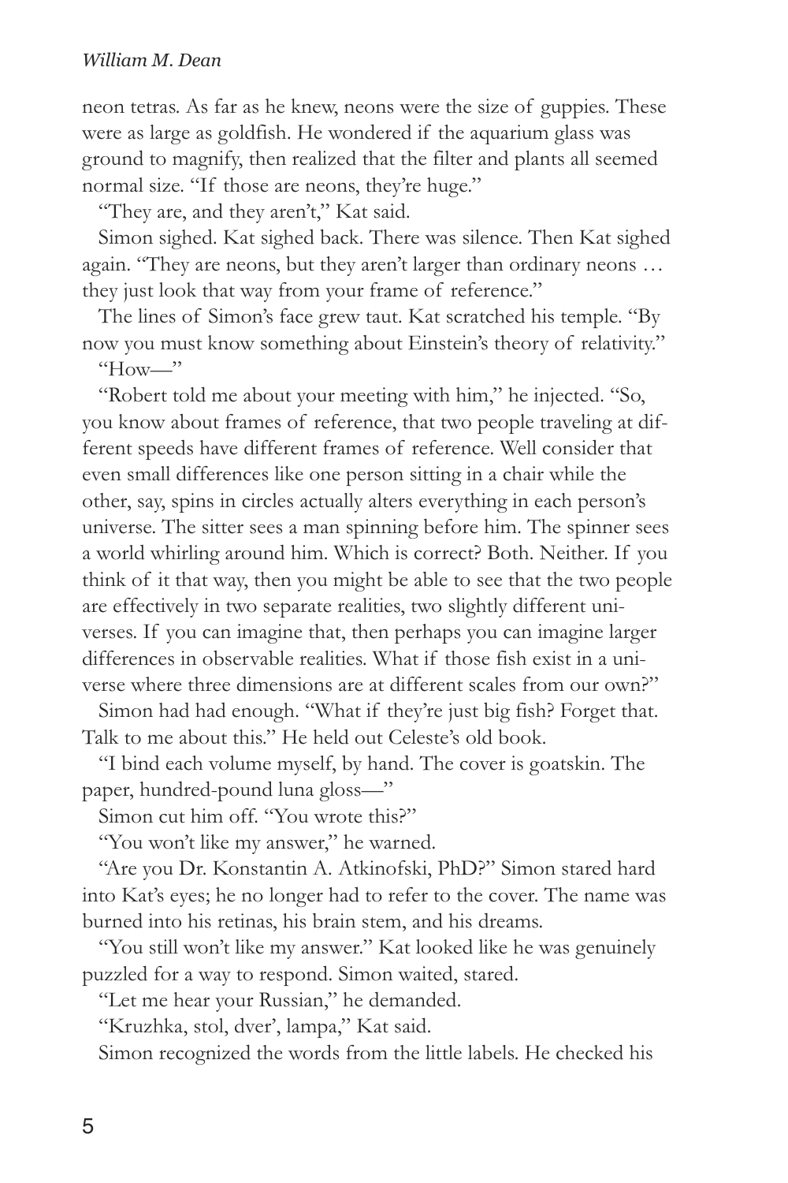neon tetras. As far as he knew, neons were the size of guppies. These were as large as goldfish. He wondered if the aquarium glass was ground to magnify, then realized that the filter and plants all seemed normal size. "If those are neons, they're huge."

"They are, and they aren't," Kat said.

Simon sighed. Kat sighed back. There was silence. Then Kat sighed again. "They are neons, but they aren't larger than ordinary neons … they just look that way from your frame of reference."

The lines of Simon's face grew taut. Kat scratched his temple. "By now you must know something about Einstein's theory of relativity."

"How—"

"Robert told me about your meeting with him," he injected. "So, you know about frames of reference, that two people traveling at different speeds have different frames of reference. Well consider that even small differences like one person sitting in a chair while the other, say, spins in circles actually alters everything in each person's universe. The sitter sees a man spinning before him. The spinner sees a world whirling around him. Which is correct? Both. Neither. If you think of it that way, then you might be able to see that the two people are effectively in two separate realities, two slightly different universes. If you can imagine that, then perhaps you can imagine larger differences in observable realities. What if those fish exist in a universe where three dimensions are at different scales from our own?"

Simon had had enough. "What if they're just big fish? Forget that. Talk to me about this." He held out Celeste's old book.

"I bind each volume myself, by hand. The cover is goatskin. The paper, hundred-pound luna gloss—"

Simon cut him off. "You wrote this?"

"You won't like my answer," he warned.

"Are you Dr. Konstantin A. Atkinofski, PhD?" Simon stared hard into Kat's eyes; he no longer had to refer to the cover. The name was burned into his retinas, his brain stem, and his dreams.

"You still won't like my answer." Kat looked like he was genuinely puzzled for a way to respond. Simon waited, stared.

"Let me hear your Russian," he demanded.

"Kruzhka, stol, dver', lampa," Kat said.

Simon recognized the words from the little labels. He checked his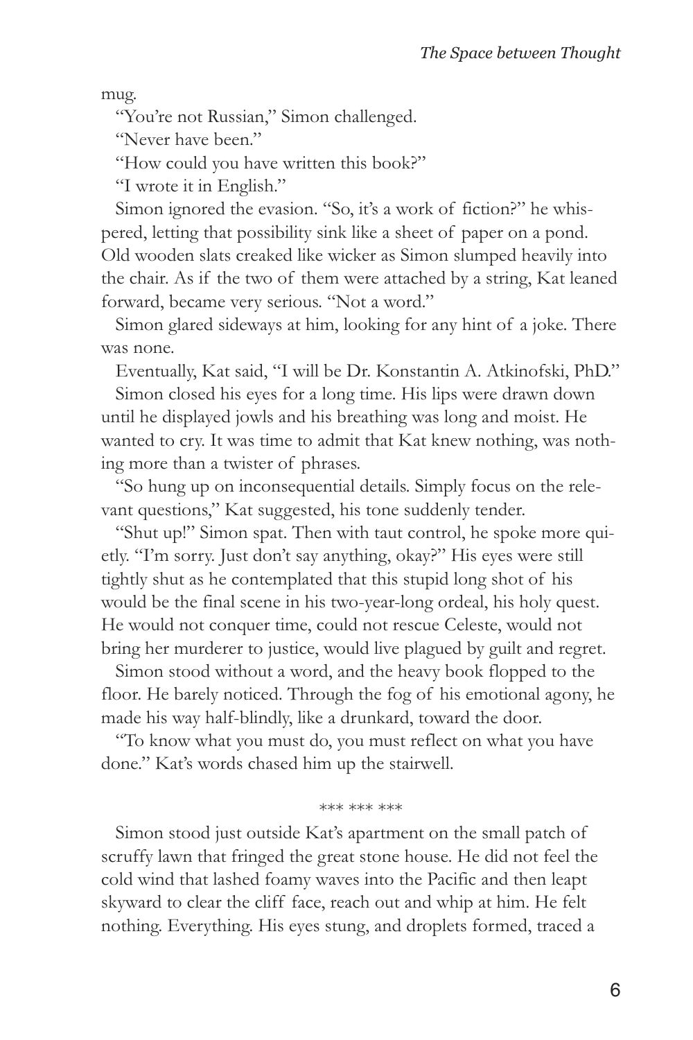mug.

"You're not Russian," Simon challenged.

"Never have been."

"How could you have written this book?"

"I wrote it in English."

Simon ignored the evasion. "So, it's a work of fiction?" he whispered, letting that possibility sink like a sheet of paper on a pond. Old wooden slats creaked like wicker as Simon slumped heavily into the chair. As if the two of them were attached by a string, Kat leaned forward, became very serious. "Not a word."

Simon glared sideways at him, looking for any hint of a joke. There was none.

Eventually, Kat said, "I will be Dr. Konstantin A. Atkinofski, PhD."

Simon closed his eyes for a long time. His lips were drawn down until he displayed jowls and his breathing was long and moist. He wanted to cry. It was time to admit that Kat knew nothing, was nothing more than a twister of phrases.

"So hung up on inconsequential details. Simply focus on the relevant questions," Kat suggested, his tone suddenly tender.

"Shut up!" Simon spat. Then with taut control, he spoke more quietly. "I'm sorry. Just don't say anything, okay?" His eyes were still tightly shut as he contemplated that this stupid long shot of his would be the final scene in his two-year-long ordeal, his holy quest. He would not conquer time, could not rescue Celeste, would not bring her murderer to justice, would live plagued by guilt and regret.

Simon stood without a word, and the heavy book flopped to the floor. He barely noticed. Through the fog of his emotional agony, he made his way half-blindly, like a drunkard, toward the door.

"To know what you must do, you must reflect on what you have done." Kat's words chased him up the stairwell.

\*\*\* \*\*\* \*\*\*

Simon stood just outside Kat's apartment on the small patch of scruffy lawn that fringed the great stone house. He did not feel the cold wind that lashed foamy waves into the Pacific and then leapt skyward to clear the cliff face, reach out and whip at him. He felt nothing. Everything. His eyes stung, and droplets formed, traced a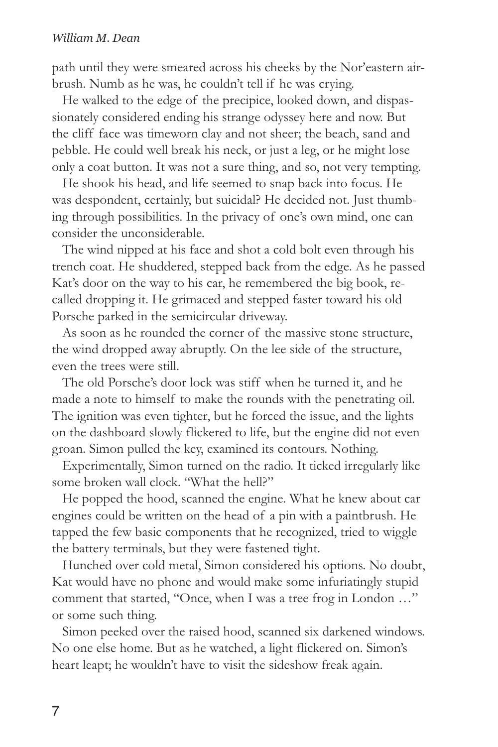path until they were smeared across his cheeks by the Nor'eastern airbrush. Numb as he was, he couldn't tell if he was crying.

He walked to the edge of the precipice, looked down, and dispassionately considered ending his strange odyssey here and now. But the cliff face was timeworn clay and not sheer; the beach, sand and pebble. He could well break his neck, or just a leg, or he might lose only a coat button. It was not a sure thing, and so, not very tempting.

He shook his head, and life seemed to snap back into focus. He was despondent, certainly, but suicidal? He decided not. Just thumbing through possibilities. In the privacy of one's own mind, one can consider the unconsiderable.

The wind nipped at his face and shot a cold bolt even through his trench coat. He shuddered, stepped back from the edge. As he passed Kat's door on the way to his car, he remembered the big book, recalled dropping it. He grimaced and stepped faster toward his old Porsche parked in the semicircular driveway.

As soon as he rounded the corner of the massive stone structure, the wind dropped away abruptly. On the lee side of the structure, even the trees were still.

The old Porsche's door lock was stiff when he turned it, and he made a note to himself to make the rounds with the penetrating oil. The ignition was even tighter, but he forced the issue, and the lights on the dashboard slowly flickered to life, but the engine did not even groan. Simon pulled the key, examined its contours. Nothing.

Experimentally, Simon turned on the radio. It ticked irregularly like some broken wall clock. "What the hell?"

He popped the hood, scanned the engine. What he knew about car engines could be written on the head of a pin with a paintbrush. He tapped the few basic components that he recognized, tried to wiggle the battery terminals, but they were fastened tight.

Hunched over cold metal, Simon considered his options. No doubt, Kat would have no phone and would make some infuriatingly stupid comment that started, "Once, when I was a tree frog in London …" or some such thing.

Simon peeked over the raised hood, scanned six darkened windows. No one else home. But as he watched, a light flickered on. Simon's heart leapt; he wouldn't have to visit the sideshow freak again.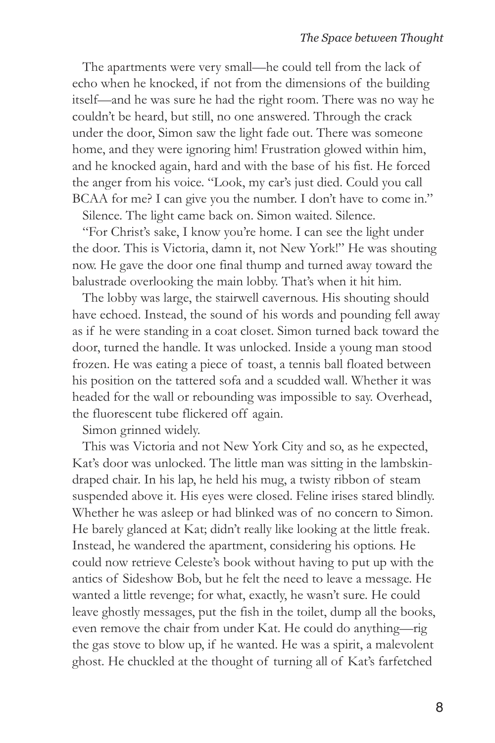The apartments were very small—he could tell from the lack of echo when he knocked, if not from the dimensions of the building itself—and he was sure he had the right room. There was no way he couldn't be heard, but still, no one answered. Through the crack under the door, Simon saw the light fade out. There was someone home, and they were ignoring him! Frustration glowed within him, and he knocked again, hard and with the base of his fist. He forced the anger from his voice. "Look, my car's just died. Could you call BCAA for me? I can give you the number. I don't have to come in."

Silence. The light came back on. Simon waited. Silence.

"For Christ's sake, I know you're home. I can see the light under the door. This is Victoria, damn it, not New York!" He was shouting now. He gave the door one final thump and turned away toward the balustrade overlooking the main lobby. That's when it hit him.

The lobby was large, the stairwell cavernous. His shouting should have echoed. Instead, the sound of his words and pounding fell away as if he were standing in a coat closet. Simon turned back toward the door, turned the handle. It was unlocked. Inside a young man stood frozen. He was eating a piece of toast, a tennis ball floated between his position on the tattered sofa and a scudded wall. Whether it was headed for the wall or rebounding was impossible to say. Overhead, the fluorescent tube flickered off again.

Simon grinned widely.

This was Victoria and not New York City and so, as he expected, Kat's door was unlocked. The little man was sitting in the lambskin-draped chair. In his lap, he held his mug, a twisty ribbon of steam suspended above it. His eyes were closed. Feline irises stared blindly. Whether he was asleep or had blinked was of no concern to Simon. He barely glanced at Kat; didn't really like looking at the little freak. Instead, he wandered the apartment, considering his options. He could now retrieve Celeste's book without having to put up with the antics of Sideshow Bob, but he felt the need to leave a message. He wanted a little revenge; for what, exactly, he wasn't sure. He could leave ghostly messages, put the fish in the toilet, dump all the books, even remove the chair from under Kat. He could do anything—rig the gas stove to blow up, if he wanted. He was a spirit, a malevolent ghost. He chuckled at the thought of turning all of Kat's farfetched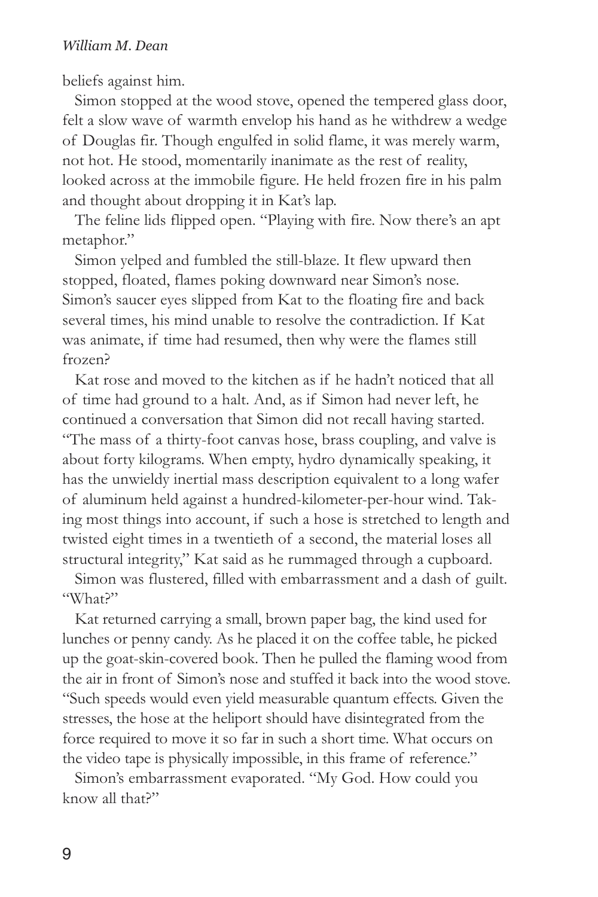beliefs against him.

Simon stopped at the wood stove, opened the tempered glass door, felt a slow wave of warmth envelop his hand as he withdrew a wedge of Douglas fir. Though engulfed in solid flame, it was merely warm, not hot. He stood, momentarily inanimate as the rest of reality, looked across at the immobile figure. He held frozen fire in his palm and thought about dropping it in Kat's lap.

The feline lids flipped open. "Playing with fire. Now there's an apt metaphor."

Simon yelped and fumbled the still-blaze. It flew upward then stopped, floated, flames poking downward near Simon's nose. Simon's saucer eyes slipped from Kat to the floating fire and back several times, his mind unable to resolve the contradiction. If Kat was animate, if time had resumed, then why were the flames still frozen?

Kat rose and moved to the kitchen as if he hadn't noticed that all of time had ground to a halt. And, as if Simon had never left, he continued a conversation that Simon did not recall having started. "The mass of a thirty-foot canvas hose, brass coupling, and valve is about forty kilograms. When empty, hydro dynamically speaking, it has the unwieldy inertial mass description equivalent to a long wafer of aluminum held against a hundred-kilometer-per-hour wind. Taking most things into account, if such a hose is stretched to length and twisted eight times in a twentieth of a second, the material loses all structural integrity," Kat said as he rummaged through a cupboard.

Simon was flustered, filled with embarrassment and a dash of guilt. "What?"

Kat returned carrying a small, brown paper bag, the kind used for lunches or penny candy. As he placed it on the coffee table, he picked up the goat-skin-covered book. Then he pulled the flaming wood from the air in front of Simon's nose and stuffed it back into the wood stove. "Such speeds would even yield measurable quantum effects. Given the stresses, the hose at the heliport should have disintegrated from the force required to move it so far in such a short time. What occurs on the video tape is physically impossible, in this frame of reference."

Simon's embarrassment evaporated. "My God. How could you know all that?"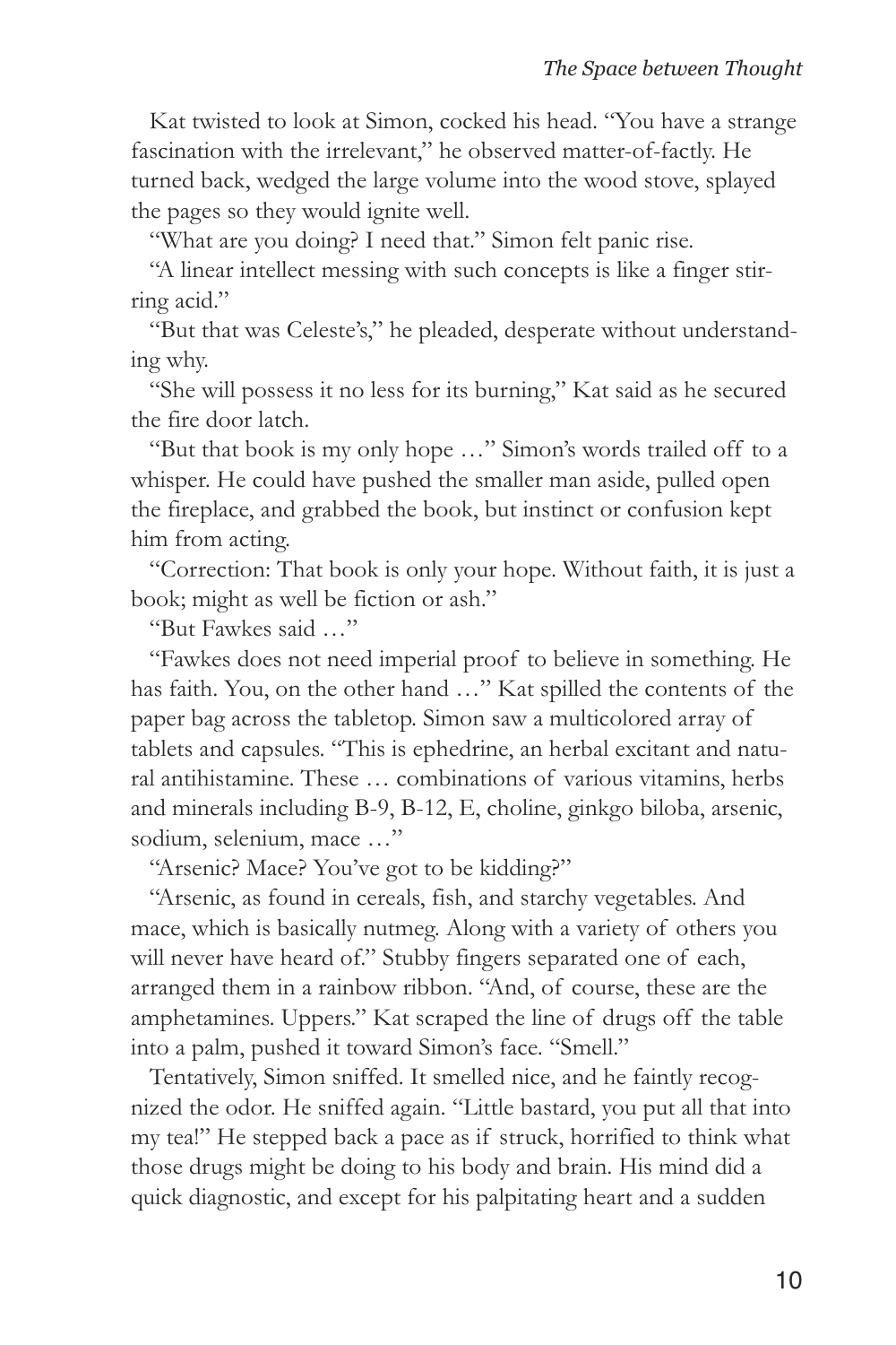Kat twisted to look at Simon, cocked his head. "You have a strange fascination with the irrelevant," he observed matter-of-factly. He turned back, wedged the large volume into the wood stove, splayed the pages so they would ignite well.

"What are you doing? I need that." Simon felt panic rise.

"A linear intellect messing with such concepts is like a finger stirring acid."

"But that was Celeste's," he pleaded, desperate without understanding why.

"She will possess it no less for its burning," Kat said as he secured the fire door latch.

"But that book is my only hope …" Simon's words trailed off to a whisper. He could have pushed the smaller man aside, pulled open the fireplace, and grabbed the book, but instinct or confusion kept him from acting.

"Correction: That book is only your hope. Without faith, it is just a book; might as well be fiction or ash."

"But Fawkes said …"

"Fawkes does not need imperial proof to believe in something. He has faith. You, on the other hand …" Kat spilled the contents of the paper bag across the tabletop. Simon saw a multicolored array of tablets and capsules. "This is ephedrine, an herbal excitant and natural antihistamine. These … combinations of various vitamins, herbs and minerals including B-9, B-12, E, choline, ginkgo biloba, arsenic, sodium, selenium, mace …"

"Arsenic? Mace? You've got to be kidding?"

"Arsenic, as found in cereals, fish, and starchy vegetables. And mace, which is basically nutmeg. Along with a variety of others you will never have heard of." Stubby fingers separated one of each, arranged them in a rainbow ribbon. "And, of course, these are the amphetamines. Uppers." Kat scraped the line of drugs off the table into a palm, pushed it toward Simon's face. "Smell."

Tentatively, Simon sniffed. It smelled nice, and he faintly recognized the odor. He sniffed again. "Little bastard, you put all that into my tea!" He stepped back a pace as if struck, horrified to think what those drugs might be doing to his body and brain. His mind did a quick diagnostic, and except for his palpitating heart and a sudden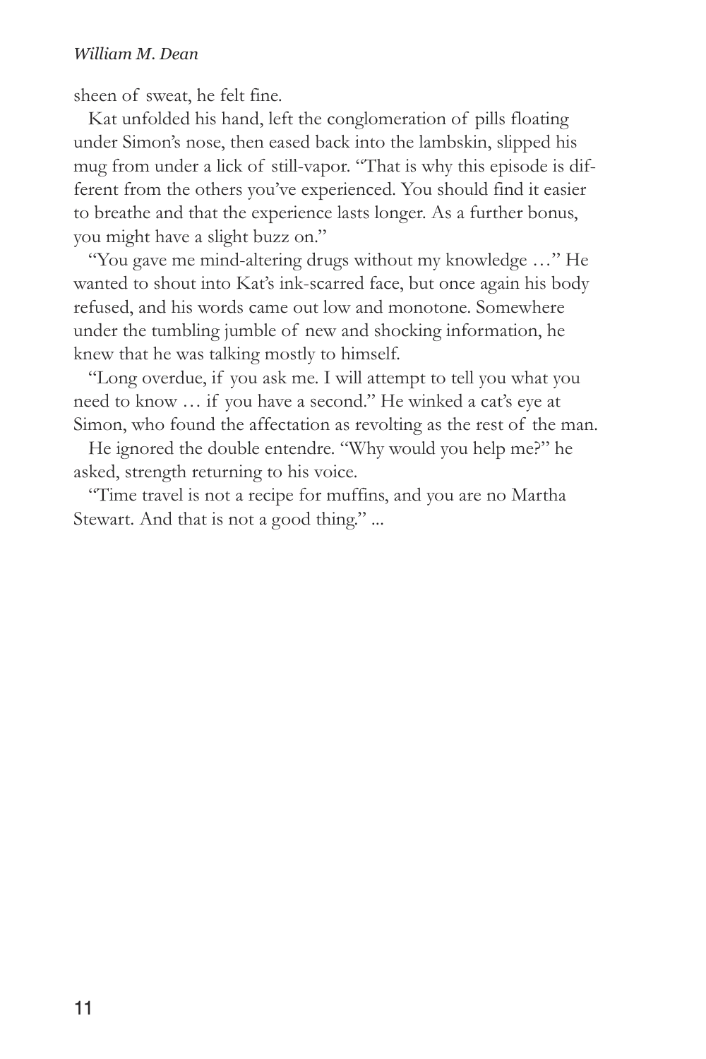sheen of sweat, he felt fine.

Kat unfolded his hand, left the conglomeration of pills floating under Simon's nose, then eased back into the lambskin, slipped his mug from under a lick of still-vapor. "That is why this episode is different from the others you've experienced. You should find it easier to breathe and that the experience lasts longer. As a further bonus, you might have a slight buzz on."

"You gave me mind-altering drugs without my knowledge …" He wanted to shout into Kat's ink-scarred face, but once again his body refused, and his words came out low and monotone. Somewhere under the tumbling jumble of new and shocking information, he knew that he was talking mostly to himself.

"Long overdue, if you ask me. I will attempt to tell you what you need to know … if you have a second." He winked a cat's eye at Simon, who found the affectation as revolting as the rest of the man.

He ignored the double entendre. "Why would you help me?" he asked, strength returning to his voice.

"Time travel is not a recipe for muffins, and you are no Martha Stewart. And that is not a good thing." ...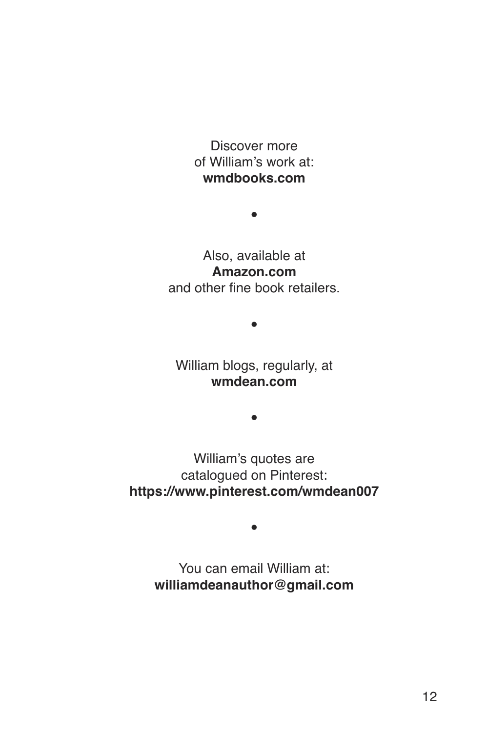Discover more
of William's work at:
**wmdbooks.com**

•

Also, available at
**Amazon.com**
and other fine book retailers.

•

William blogs, regularly, at
**wmdean.com**

•

William's quotes are
catalogued on Pinterest:
**https://www.pinterest.com/wmdean007**

•

You can email William at:
**williamdeanauthor@gmail.com**